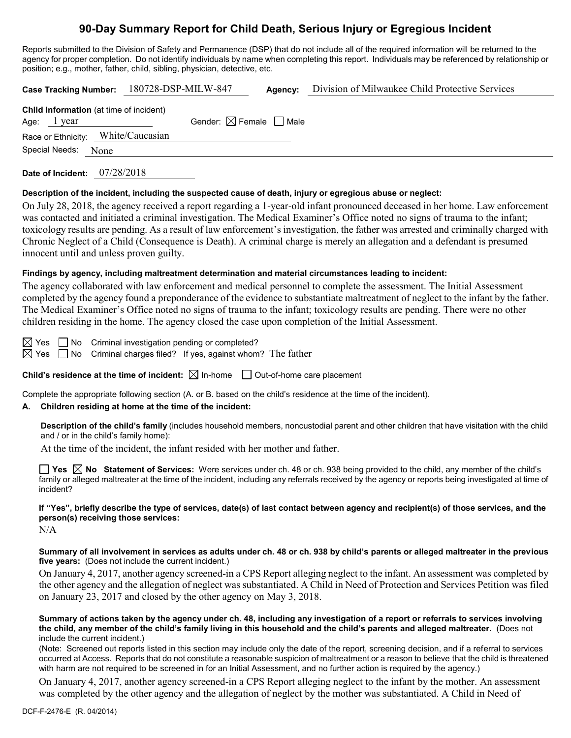# 90-Day Summary Report for Child Death, Serious Injury or Egregious Incident

Reports submitted to the Division of Safety and Permanence (DSP) that do not include all of the required information will be returned to the agency for proper completion. Do not identify individuals by name when completing this report. Individuals may be referenced by relationship or position; e.g., mother, father, child, sibling, physician, detective, etc.

**Case Tracking Number:** 180728-DSP-MILW-847 **Agency:** Division of Milwaukee Child Protective Services

**Child Information** (at time of incident)

Age: 1 year Gender: ☒ Female ☐ Male

Race or Ethnicity: White/Caucasian

Special Needs: None

**Date of Incident:** 07/28/2018

**Description of the incident, including the suspected cause of death, injury or egregious abuse or neglect:**

On July 28, 2018, the agency received a report regarding a 1-year-old infant pronounced deceased in her home. Law enforcement was contacted and initiated a criminal investigation. The Medical Examiner's Office noted no signs of trauma to the infant; toxicology results are pending. As a result of law enforcement's investigation, the father was arrested and criminally charged with Chronic Neglect of a Child (Consequence is Death). A criminal charge is merely an allegation and a defendant is presumed innocent until and unless proven guilty.

**Findings by agency, including maltreatment determination and material circumstances leading to incident:**

The agency collaborated with law enforcement and medical personnel to complete the assessment. The Initial Assessment completed by the agency found a preponderance of the evidence to substantiate maltreatment of neglect to the infant by the father. The Medical Examiner's Office noted no signs of trauma to the infant; toxicology results are pending. There were no other children residing in the home. The agency closed the case upon completion of the Initial Assessment.

☒ Yes ☐ No Criminal investigation pending or completed?

☒ Yes ☐ No Criminal charges filed? If yes, against whom? The father

**Child's residence at the time of incident:** ☒ In-home ☐ Out-of-home care placement

Complete the appropriate following section (A. or B. based on the child's residence at the time of the incident).

**A. Children residing at home at the time of the incident:**

**Description of the child's family** (includes household members, noncustodial parent and other children that have visitation with the child and / or in the child's family home):

At the time of the incident, the infant resided with her mother and father.

☐ **Yes** ☒ **No Statement of Services:** Were services under ch. 48 or ch. 938 being provided to the child, any member of the child's family or alleged maltreater at the time of the incident, including any referrals received by the agency or reports being investigated at time of incident?

**If "Yes", briefly describe the type of services, date(s) of last contact between agency and recipient(s) of those services, and the person(s) receiving those services:**

N/A

**Summary of all involvement in services as adults under ch. 48 or ch. 938 by child's parents or alleged maltreater in the previous five years:** (Does not include the current incident.)

On January 4, 2017, another agency screened-in a CPS Report alleging neglect to the infant. An assessment was completed by the other agency and the allegation of neglect was substantiated. A Child in Need of Protection and Services Petition was filed on January 23, 2017 and closed by the other agency on May 3, 2018.

**Summary of actions taken by the agency under ch. 48, including any investigation of a report or referrals to services involving the child, any member of the child's family living in this household and the child's parents and alleged maltreater.** (Does not include the current incident.)

(Note: Screened out reports listed in this section may include only the date of the report, screening decision, and if a referral to services occurred at Access. Reports that do not constitute a reasonable suspicion of maltreatment or a reason to believe that the child is threatened with harm are not required to be screened in for an Initial Assessment, and no further action is required by the agency.)

On January 4, 2017, another agency screened-in a CPS Report alleging neglect to the infant by the mother. An assessment was completed by the other agency and the allegation of neglect by the mother was substantiated. A Child in Need of

DCF-F-2476-E (R. 04/2014)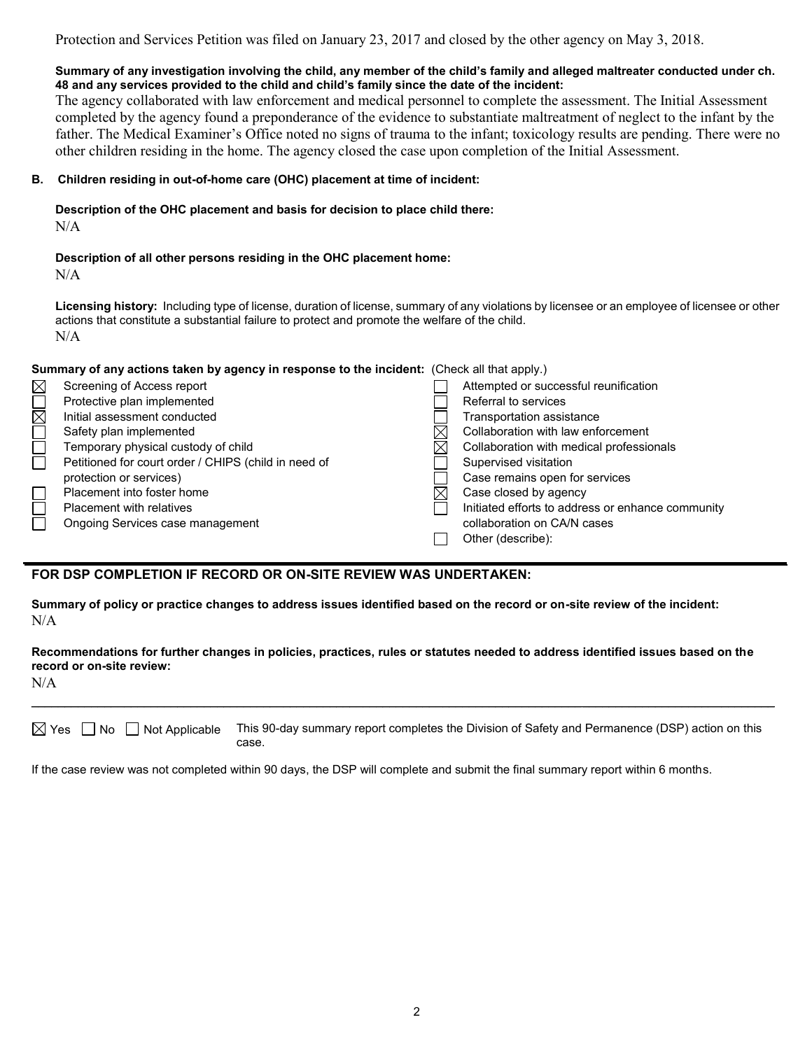Protection and Services Petition was filed on January 23, 2017 and closed by the other agency on May 3, 2018.

**Summary of any investigation involving the child, any member of the child's family and alleged maltreater conducted under ch. 48 and any services provided to the child and child's family since the date of the incident:**

The agency collaborated with law enforcement and medical personnel to complete the assessment. The Initial Assessment completed by the agency found a preponderance of the evidence to substantiate maltreatment of neglect to the infant by the father. The Medical Examiner's Office noted no signs of trauma to the infant; toxicology results are pending. There were no other children residing in the home. The agency closed the case upon completion of the Initial Assessment.

**B. Children residing in out-of-home care (OHC) placement at time of incident:**

**Description of the OHC placement and basis for decision to place child there:**

N/A

**Description of all other persons residing in the OHC placement home:**

N/A

**Licensing history:** Including type of license, duration of license, summary of any violations by licensee or an employee of licensee or other actions that constitute a substantial failure to protect and promote the welfare of the child.

N/A

**Summary of any actions taken by agency in response to the incident:** (Check all that apply.)

- [x] Screening of Access report
- [ ] Protective plan implemented
- [x] Initial assessment conducted
- [ ] Safety plan implemented
- [ ] Temporary physical custody of child
- [ ] Petitioned for court order / CHIPS (child in need of protection or services)
- [ ] Placement into foster home
- [ ] Placement with relatives
- [ ] Ongoing Services case management
- [ ] Attempted or successful reunification
- [ ] Referral to services
- [ ] Transportation assistance
- [x] Collaboration with law enforcement
- [x] Collaboration with medical professionals
- [ ] Supervised visitation
- [ ] Case remains open for services
- [x] Case closed by agency
- [ ] Initiated efforts to address or enhance community collaboration on CA/N cases
- [ ] Other (describe):

## FOR DSP COMPLETION IF RECORD OR ON-SITE REVIEW WAS UNDERTAKEN:

**Summary of policy or practice changes to address issues identified based on the record or on-site review of the incident:**

N/A

**Recommendations for further changes in policies, practices, rules or statutes needed to address identified issues based on the record or on-site review:**

N/A

---

[x] Yes [ ] No [ ] Not Applicable This 90-day summary report completes the Division of Safety and Permanence (DSP) action on this case.

If the case review was not completed within 90 days, the DSP will complete and submit the final summary report within 6 months.